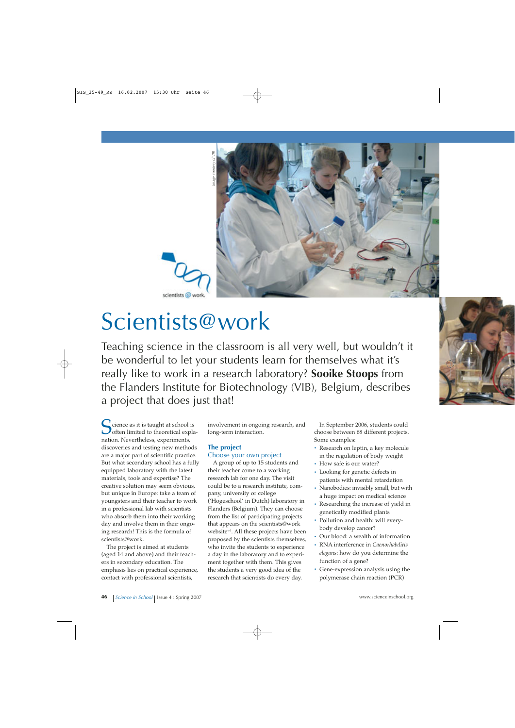# Scientists@work

Teaching science in the classroom is all very well, but wouldn't it be wonderful to let your students learn for themselves what it's really like to work in a research laboratory? **Sooike Stoops** from the Flanders Institute for Biotechnology (VIB), Belgium, describes a project that does just that!

Science as it is taught at school is often limited to theoretical explanation. Nevertheless, experiments, discoveries and testing new methods are a major part of scientific practice. But what secondary school has a fully equipped laboratory with the latest materials, tools and expertise? The creative solution may seem obvious, but unique in Europe: take a team of youngsters and their teacher to work in a professional lab with scientists who absorb them into their working day and involve them in their ongoing research! This is the formula of scientists@work.

The project is aimed at students (aged 14 and above) and their teachers in secondary education. The emphasis lies on practical experience, contact with professional scientists, involvement in ongoing research, and long-term interaction.

## The project

### Choose your own project

A group of up to 15 students and their teacher come to a working research lab for one day. The visit could be to a research institute, company, university or college ('Hogeschool' in Dutch) laboratory in Flanders (Belgium). They can choose from the list of participating projects that appears on the scientists@work website[w1]. All these projects have been proposed by the scientists themselves, who invite the students to experience a day in the laboratory and to experiment together with them. This gives the students a very good idea of the research that scientists do every day.

In September 2006, students could choose between 68 different projects. Some examples:

- Research on leptin, a key molecule in the regulation of body weight
- How safe is our water?
- Looking for genetic defects in patients with mental retardation
- Nanobodies: invisibly small, but with a huge impact on medical science
- Researching the increase of yield in genetically modified plants
- Pollution and health: will everybody develop cancer?
- Our blood: a wealth of information
- RNA interference in *Caenorhabditis elegans*: how do you determine the function of a gene?
- Gene-expression analysis using the polymerase chain reaction (PCR)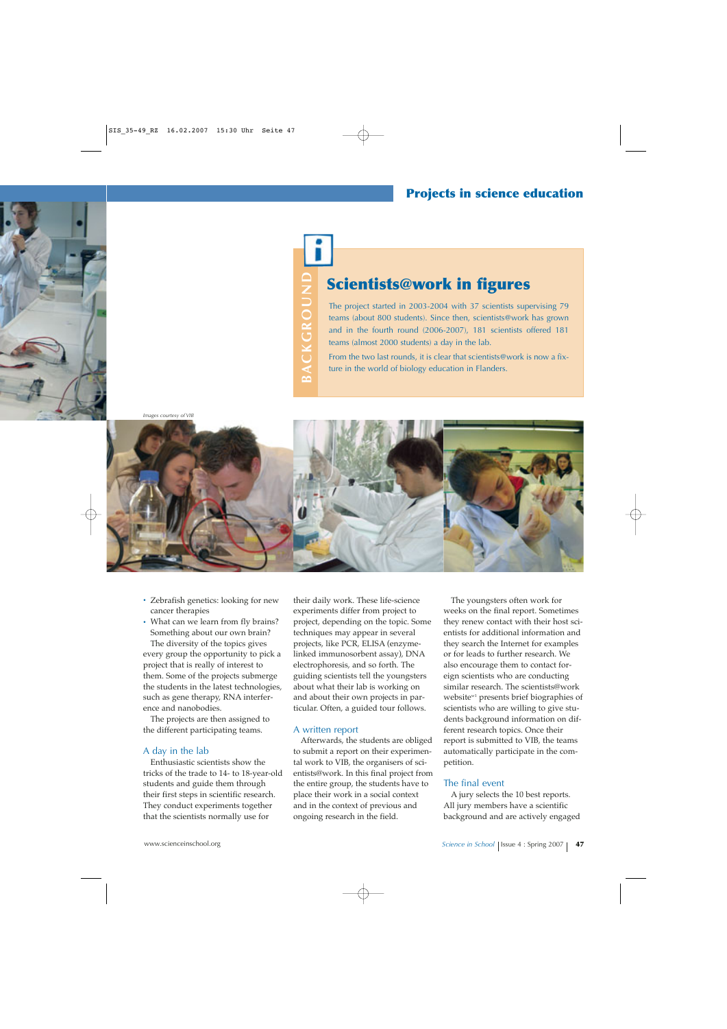## Background

### Scientists@work in figures

The project started in 2003-2004 with 37 scientists supervising 79 teams (about 800 students). Since then, scientists@work has grown and in the fourth round (2006-2007), 181 scientists offered 181 teams (almost 2000 students) a day in the lab.

From the two last rounds, it is clear that scientists@work is now a fixture in the world of biology education in Flanders.

*Images courtesy of VIB*

- Zebrafish genetics: looking for new cancer therapies
- What can we learn from fly brains? Something about our own brain?

The diversity of the topics gives every group the opportunity to pick a project that is really of interest to them. Some of the projects submerge the students in the latest technologies, such as gene therapy, RNA interference and nanobodies.

The projects are then assigned to the different participating teams.

### A day in the lab

Enthusiastic scientists show the tricks of the trade to 14- to 18-year-old students and guide them through their first steps in scientific research. They conduct experiments together that the scientists normally use for their daily work. These life-science experiments differ from project to project, depending on the topic. Some techniques may appear in several projects, like PCR, ELISA (enzyme-linked immunosorbent assay), DNA electrophoresis, and so forth. The guiding scientists tell the youngsters about what their lab is working on and about their own projects in particular. Often, a guided tour follows.

### A written report

Afterwards, the students are obliged to submit a report on their experimental work to VIB, the organisers of scientists@work. In this final project from the entire group, the students have to place their work in a social context and in the context of previous and ongoing research in the field.

The youngsters often work for weeks on the final report. Sometimes they renew contact with their host scientists for additional information and they search the Internet for examples or for leads to further research. We also encourage them to contact foreign scientists who are conducting similar research. The scientists@work website[w1] presents brief biographies of scientists who are willing to give students background information on different research topics. Once their report is submitted to VIB, the teams automatically participate in the competition.

### The final event

A jury selects the 10 best reports. All jury members have a scientific background and are actively engaged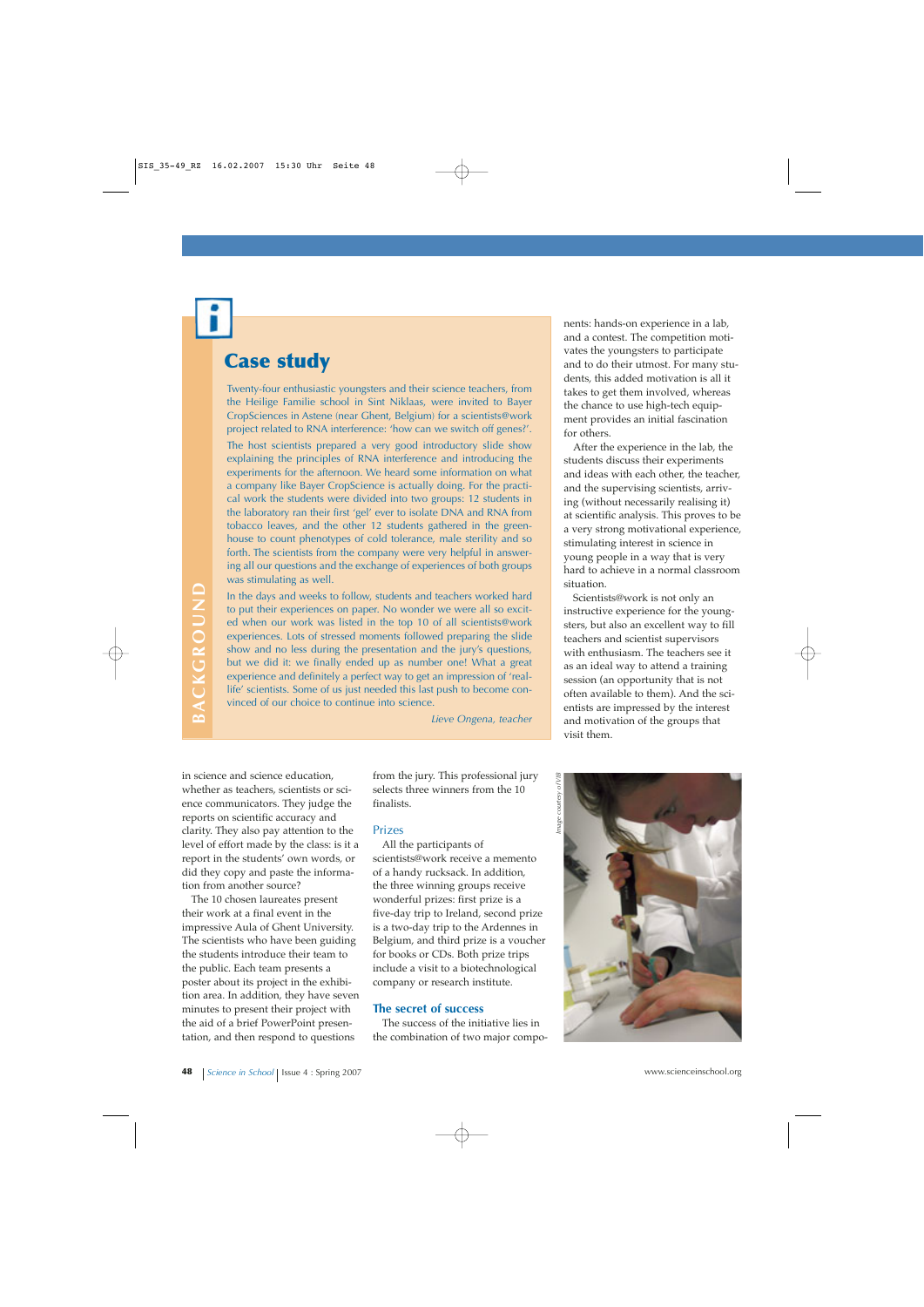BACKGROUND

## Case study

Twenty-four enthusiastic youngsters and their science teachers, from the Heilige Familie school in Sint Niklaas, were invited to Bayer CropSciences in Astene (near Ghent, Belgium) for a scientists@work project related to RNA interference: 'how can we switch off genes?'.

The host scientists prepared a very good introductory slide show explaining the principles of RNA interference and introducing the experiments for the afternoon. We heard some information on what a company like Bayer CropScience is actually doing. For the practical work the students were divided into two groups: 12 students in the laboratory ran their first 'gel' ever to isolate DNA and RNA from tobacco leaves, and the other 12 students gathered in the greenhouse to count phenotypes of cold tolerance, male sterility and so forth. The scientists from the company were very helpful in answering all our questions and the exchange of experiences of both groups was stimulating as well.

In the days and weeks to follow, students and teachers worked hard to put their experiences on paper. No wonder we were all so excited when our work was listed in the top 10 of all scientists@work experiences. Lots of stressed moments followed preparing the slide show and no less during the presentation and the jury's questions, but we did it: we finally ended up as number one! What a great experience and definitely a perfect way to get an impression of 'real-life' scientists. Some of us just needed this last push to become convinced of our choice to continue into science.

*Lieve Ongena, teacher*

in science and science education, whether as teachers, scientists or science communicators. They judge the reports on scientific accuracy and clarity. They also pay attention to the level of effort made by the class: is it a report in the students' own words, or did they copy and paste the information from another source?

The 10 chosen laureates present their work at a final event in the impressive Aula of Ghent University. The scientists who have been guiding the students introduce their team to the public. Each team presents a poster about its project in the exhibition area. In addition, they have seven minutes to present their project with the aid of a brief PowerPoint presentation, and then respond to questions from the jury. This professional jury selects three winners from the 10 finalists.

### Prizes

All the participants of scientists@work receive a memento of a handy rucksack. In addition, the three winning groups receive wonderful prizes: first prize is a five-day trip to Ireland, second prize is a two-day trip to the Ardennes in Belgium, and third prize is a voucher for books or CDs. Both prize trips include a visit to a biotechnological company or research institute.

### The secret of success

The success of the initiative lies in the combination of two major components: hands-on experience in a lab, and a contest. The competition motivates the youngsters to participate and to do their utmost. For many students, this added motivation is all it takes to get them involved, whereas the chance to use high-tech equipment provides an initial fascination for others.

After the experience in the lab, the students discuss their experiments and ideas with each other, the teacher, and the supervising scientists, arriving (without necessarily realising it) at scientific analysis. This proves to be a very strong motivational experience, stimulating interest in science in young people in a way that is very hard to achieve in a normal classroom situation.

Scientists@work is not only an instructive experience for the youngsters, but also an excellent way to fill teachers and scientist supervisors with enthusiasm. The teachers see it as an ideal way to attend a training session (an opportunity that is not often available to them). And the scientists are impressed by the interest and motivation of the groups that visit them.

*Image courtesy of VIB*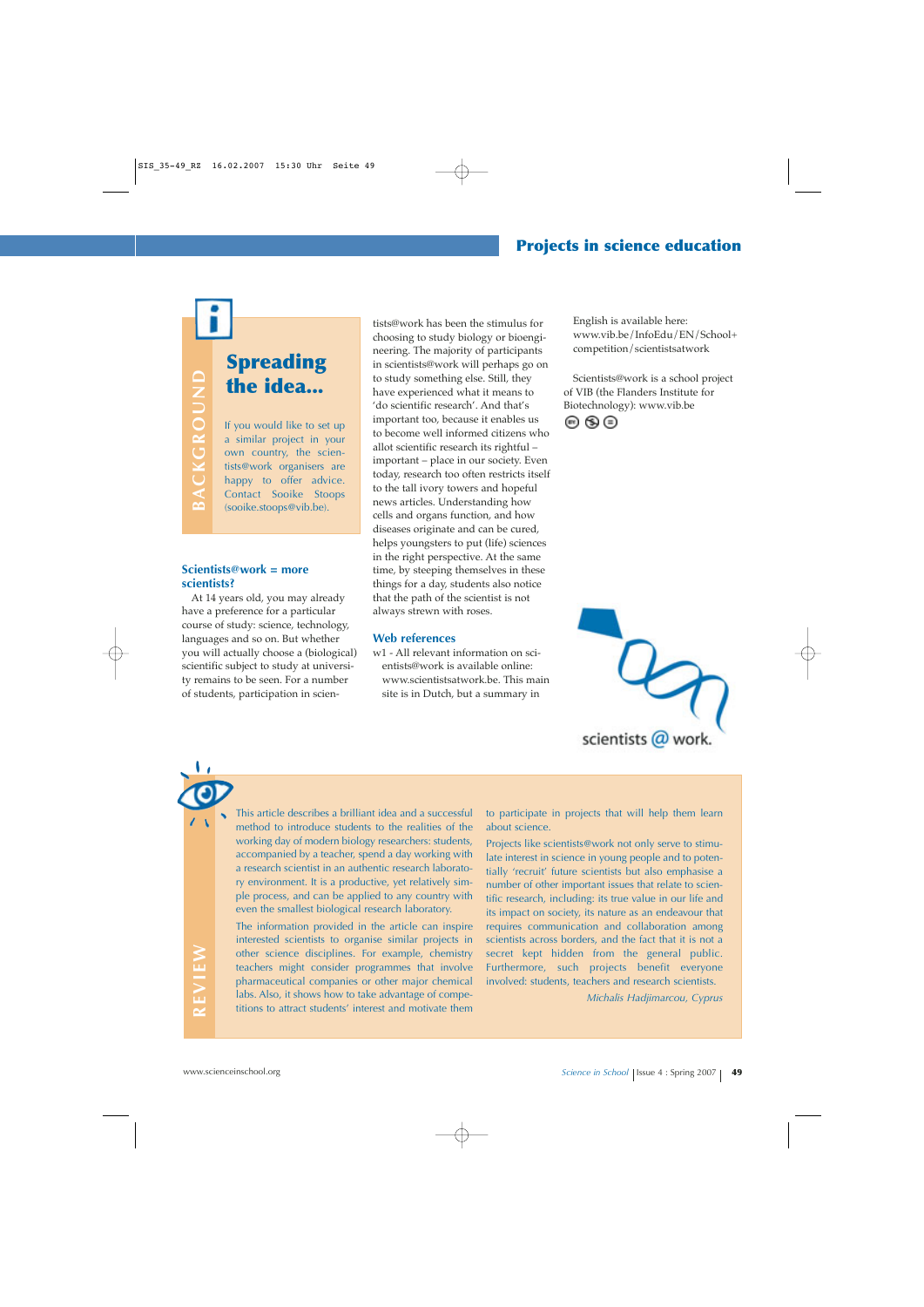## BACKGROUND

### Spreading the idea...

If you would like to set up a similar project in your own country, the scientists@work organisers are happy to offer advice. Contact Sooike Stoops (sooike.stoops@vib.be).

### Scientists@work = more scientists?

At 14 years old, you may already have a preference for a particular course of study: science, technology, languages and so on. But whether you will actually choose a (biological) scientific subject to study at university remains to be seen. For a number of students, participation in scientists@work has been the stimulus for choosing to study biology or bioengineering. The majority of participants in scientists@work will perhaps go on to study something else. Still, they have experienced what it means to 'do scientific research'. And that's important too, because it enables us to become well informed citizens who allot scientific research its rightful – important – place in our society. Even today, research too often restricts itself to the tall ivory towers and hopeful news articles. Understanding how cells and organs function, and how diseases originate and can be cured, helps youngsters to put (life) sciences in the right perspective. At the same time, by steeping themselves in these things for a day, students also notice that the path of the scientist is not always strewn with roses.

### Web references

w1 - All relevant information on scientists@work is available online: www.scientistsatwork.be. This main site is in Dutch, but a summary in English is available here: www.vib.be/InfoEdu/EN/School+competition/scientistsatwork

Scientists@work is a school project of VIB (the Flanders Institute for Biotechnology): www.vib.be

scientists @ work.

## REVIEW

This article describes a brilliant idea and a successful method to introduce students to the realities of the working day of modern biology researchers: students, accompanied by a teacher, spend a day working with a research scientist in an authentic research laboratory environment. It is a productive, yet relatively simple process, and can be applied to any country with even the smallest biological research laboratory.

The information provided in the article can inspire interested scientists to organise similar projects in other science disciplines. For example, chemistry teachers might consider programmes that involve pharmaceutical companies or other major chemical labs. Also, it shows how to take advantage of competitions to attract students' interest and motivate them to participate in projects that will help them learn about science.

Projects like scientists@work not only serve to stimulate interest in science in young people and to potentially 'recruit' future scientists but also emphasise a number of other important issues that relate to scientific research, including: its true value in our life and its impact on society, its nature as an endeavour that requires communication and collaboration among scientists across borders, and the fact that it is not a secret kept hidden from the general public. Furthermore, such projects benefit everyone involved: students, teachers and research scientists.

*Michalis Hadjimarcou, Cyprus*